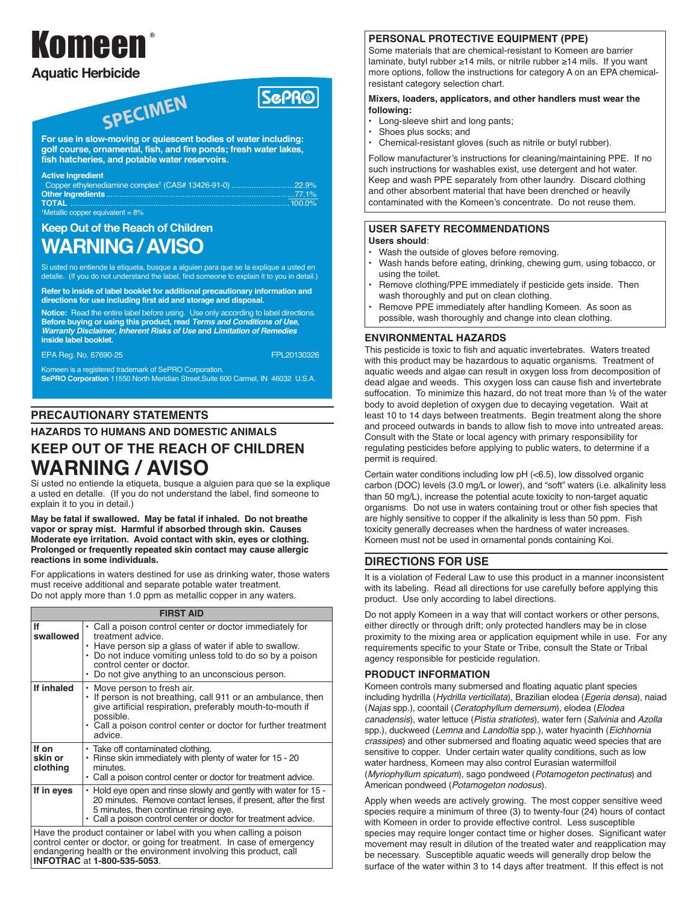# Komeen®

## Aquatic Herbicide

SPECIMEN

SePRO

**For use in slow-moving or quiescent bodies of water including: golf course, ornamental, fish, and fire ponds; fresh water lakes, fish hatcheries, and potable water reservoirs.**

| **Active Ingredient** | |
|---|---|
| Copper ethylenediamine complex[†] (CAS# 13426-91-0) | 22.9% |
| **Other Ingredients** | 77.1% |
| **TOTAL** | 100.0% |

[†]Metallic copper equivalent = 8%

### Keep Out of the Reach of Children

# WARNING / AVISO

Si usted no entiende la etiqueta, busque a alguien para que se la explique a usted en detalle. (If you do not understand the label, find someone to explain it to you in detail.)

**Refer to inside of label booklet for additional precautionary information and directions for use including first aid and storage and disposal.**

**Notice:** Read the entire label before using. Use only according to label directions. **Before buying or using this product, read *Terms and Conditions of Use, Warranty Disclaimer, Inherent Risks of Use* and *Limitation of Remedies* inside label booklet.**

EPA Reg. No. 67690-25

FPL20130326

Komeen is a registered trademark of SePRO Corporation.
**SePRO Corporation** 11550 North Meridian Street,Suite 600 Carmel, IN 46032 U.S.A.

## PRECAUTIONARY STATEMENTS

### HAZARDS TO HUMANS AND DOMESTIC ANIMALS

### KEEP OUT OF THE REACH OF CHILDREN

# WARNING / AVISO

Si usted no entiende la etiqueta, busque a alguien para que se la explique a usted en detalle. (If you do not understand the label, find someone to explain it to you in detail.)

**May be fatal if swallowed. May be fatal if inhaled. Do not breathe vapor or spray mist. Harmful if absorbed through skin. Causes Moderate eye irritation. Avoid contact with skin, eyes or clothing. Prolonged or frequently repeated skin contact may cause allergic reactions in some individuals.**

For applications in waters destined for use as drinking water, those waters must receive additional and separate potable water treatment.
Do not apply more than 1.0 ppm as metallic copper in any waters.

| FIRST AID | |
|---|---|
| **If swallowed** | • Call a poison control center or doctor immediately for treatment advice.<br>• Have person sip a glass of water if able to swallow.<br>• Do not induce vomiting unless told to do so by a poison control center or doctor.<br>• Do not give anything to an unconscious person. |
| **If inhaled** | • Move person to fresh air.<br>• If person is not breathing, call 911 or an ambulance, then give artificial respiration, preferably mouth-to-mouth if possible.<br>• Call a poison control center or doctor for further treatment advice. |
| **If on skin or clothing** | • Take off contaminated clothing.<br>• Rinse skin immediately with plenty of water for 15 - 20 minutes.<br>• Call a poison control center or doctor for treatment advice. |
| **If in eyes** | • Hold eye open and rinse slowly and gently with water for 15 - 20 minutes. Remove contact lenses, if present, after the first 5 minutes, then continue rinsing eye.<br>• Call a poison control center or doctor for treatment advice. |
| Have the product container or label with you when calling a poison control center or doctor, or going for treatment. In case of emergency endangering health or the environment involving this product, call **INFOTRAC** at **1-800-535-5053**. | |

### PERSONAL PROTECTIVE EQUIPMENT (PPE)

Some materials that are chemical-resistant to Komeen are barrier laminate, butyl rubber ≥14 mils, or nitrile rubber ≥14 mils. If you want more options, follow the instructions for category A on an EPA chemical-resistant category selection chart.

**Mixers, loaders, applicators, and other handlers must wear the following:**

- Long-sleeve shirt and long pants;
- Shoes plus socks; and
- Chemical-resistant gloves (such as nitrile or butyl rubber).

Follow manufacturer's instructions for cleaning/maintaining PPE. If no such instructions for washables exist, use detergent and hot water. Keep and wash PPE separately from other laundry. Discard clothing and other absorbent material that have been drenched or heavily contaminated with the Komeen's concentrate. Do not reuse them.

### USER SAFETY RECOMMENDATIONS

**Users should**:

- Wash the outside of gloves before removing.
- Wash hands before eating, drinking, chewing gum, using tobacco, or using the toilet.
- Remove clothing/PPE immediately if pesticide gets inside. Then wash thoroughly and put on clean clothing.
- Remove PPE immediately after handling Komeen. As soon as possible, wash thoroughly and change into clean clothing.

### ENVIRONMENTAL HAZARDS

This pesticide is toxic to fish and aquatic invertebrates. Waters treated with this product may be hazardous to aquatic organisms. Treatment of aquatic weeds and algae can result in oxygen loss from decomposition of dead algae and weeds. This oxygen loss can cause fish and invertebrate suffocation. To minimize this hazard, do not treat more than ½ of the water body to avoid depletion of oxygen due to decaying vegetation. Wait at least 10 to 14 days between treatments. Begin treatment along the shore and proceed outwards in bands to allow fish to move into untreated areas. Consult with the State or local agency with primary responsibility for regulating pesticides before applying to public waters, to determine if a permit is required.

Certain water conditions including low pH (<6.5), low dissolved organic carbon (DOC) levels (3.0 mg/L or lower), and "soft" waters (i.e. alkalinity less than 50 mg/L), increase the potential acute toxicity to non-target aquatic organisms. Do not use in waters containing trout or other fish species that are highly sensitive to copper if the alkalinity is less than 50 ppm. Fish toxicity generally decreases when the hardness of water increases. Komeen must not be used in ornamental ponds containing Koi.

## DIRECTIONS FOR USE

It is a violation of Federal Law to use this product in a manner inconsistent with its labeling. Read all directions for use carefully before applying this product. Use only according to label directions.

Do not apply Komeen in a way that will contact workers or other persons, either directly or through drift; only protected handlers may be in close proximity to the mixing area or application equipment while in use. For any requirements specific to your State or Tribe, consult the State or Tribal agency responsible for pesticide regulation.

### PRODUCT INFORMATION

Komeen controls many submersed and floating aquatic plant species including hydrilla (*Hydrilla verticillata*), Brazilian elodea (*Egeria densa*), naiad (*Najas* spp.), coontail (*Ceratophyllum demersum*), elodea (*Elodea canadensis*), water lettuce (*Pistia stratiotes*), water fern (*Salvinia* and *Azolla* spp.), duckweed (*Lemna* and *Landoltia* spp.), water hyacinth (*Eichhornia crassipes*) and other submersed and floating aquatic weed species that are sensitive to copper. Under certain water quality conditions, such as low water hardness, Komeen may also control Eurasian watermilfoil (*Myriophyllum spicatum*), sago pondweed (*Potamogeton pectinatus*) and American pondweed (*Potamogeton nodosus*).

Apply when weeds are actively growing. The most copper sensitive weed species require a minimum of three (3) to twenty-four (24) hours of contact with Komeen in order to provide effective control. Less susceptible species may require longer contact time or higher doses. Significant water movement may result in dilution of the treated water and reapplication may be necessary. Susceptible aquatic weeds will generally drop below the surface of the water within 3 to 14 days after treatment. If this effect is not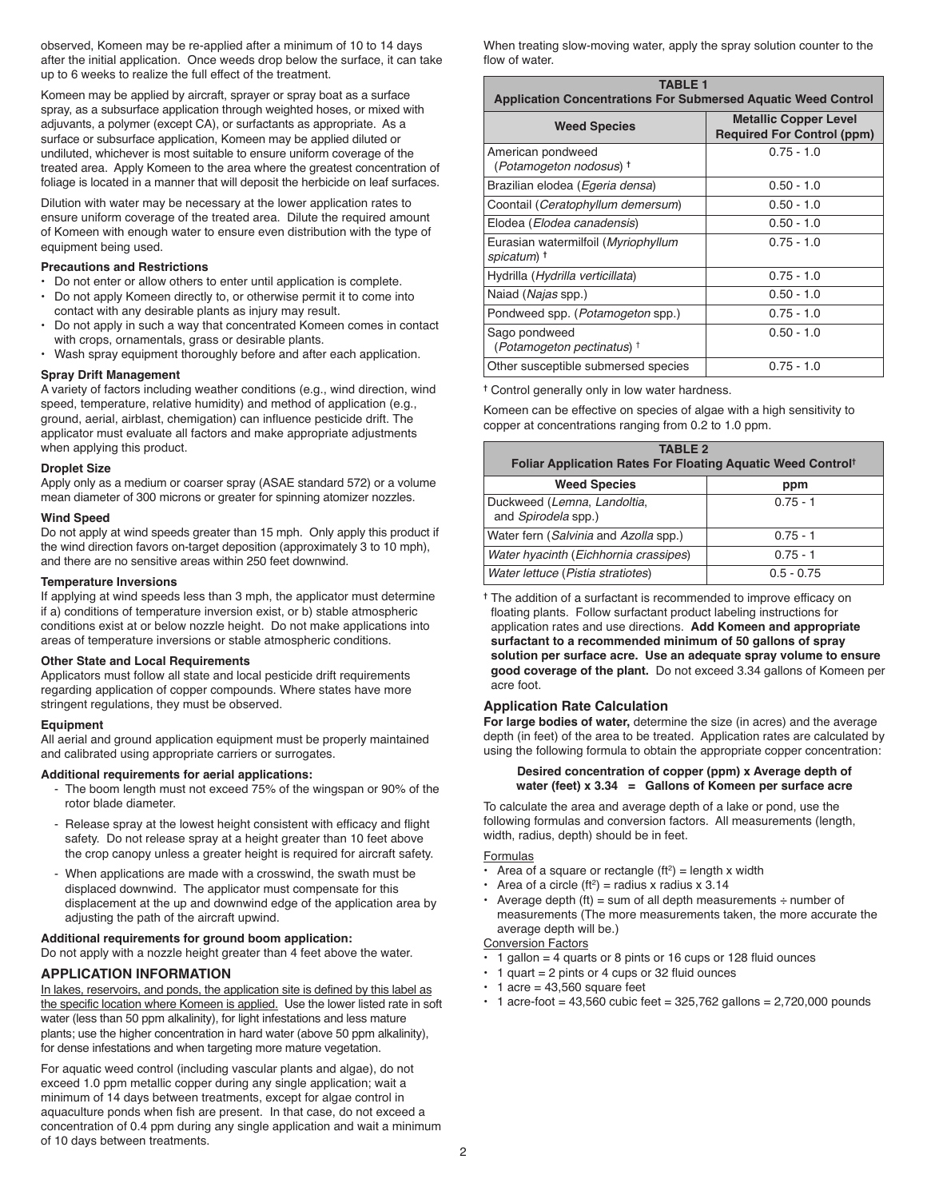observed, Komeen may be re-applied after a minimum of 10 to 14 days after the initial application. Once weeds drop below the surface, it can take up to 6 weeks to realize the full effect of the treatment.

Komeen may be applied by aircraft, sprayer or spray boat as a surface spray, as a subsurface application through weighted hoses, or mixed with adjuvants, a polymer (except CA), or surfactants as appropriate. As a surface or subsurface application, Komeen may be applied diluted or undiluted, whichever is most suitable to ensure uniform coverage of the treated area. Apply Komeen to the area where the greatest concentration of foliage is located in a manner that will deposit the herbicide on leaf surfaces.

Dilution with water may be necessary at the lower application rates to ensure uniform coverage of the treated area. Dilute the required amount of Komeen with enough water to ensure even distribution with the type of equipment being used.

**Precautions and Restrictions**

- Do not enter or allow others to enter until application is complete.
- Do not apply Komeen directly to, or otherwise permit it to come into contact with any desirable plants as injury may result.
- Do not apply in such a way that concentrated Komeen comes in contact with crops, ornamentals, grass or desirable plants.
- Wash spray equipment thoroughly before and after each application.

**Spray Drift Management**

A variety of factors including weather conditions (e.g., wind direction, wind speed, temperature, relative humidity) and method of application (e.g., ground, aerial, airblast, chemigation) can influence pesticide drift. The applicator must evaluate all factors and make appropriate adjustments when applying this product.

**Droplet Size**

Apply only as a medium or coarser spray (ASAE standard 572) or a volume mean diameter of 300 microns or greater for spinning atomizer nozzles.

**Wind Speed**

Do not apply at wind speeds greater than 15 mph. Only apply this product if the wind direction favors on-target deposition (approximately 3 to 10 mph), and there are no sensitive areas within 250 feet downwind.

**Temperature Inversions**

If applying at wind speeds less than 3 mph, the applicator must determine if a) conditions of temperature inversion exist, or b) stable atmospheric conditions exist at or below nozzle height. Do not make applications into areas of temperature inversions or stable atmospheric conditions.

**Other State and Local Requirements**

Applicators must follow all state and local pesticide drift requirements regarding application of copper compounds. Where states have more stringent regulations, they must be observed.

**Equipment**

All aerial and ground application equipment must be properly maintained and calibrated using appropriate carriers or surrogates.

**Additional requirements for aerial applications:**

- The boom length must not exceed 75% of the wingspan or 90% of the rotor blade diameter.
- Release spray at the lowest height consistent with efficacy and flight safety. Do not release spray at a height greater than 10 feet above the crop canopy unless a greater height is required for aircraft safety.
- When applications are made with a crosswind, the swath must be displaced downwind. The applicator must compensate for this displacement at the up and downwind edge of the application area by adjusting the path of the aircraft upwind.

**Additional requirements for ground boom application:**

Do not apply with a nozzle height greater than 4 feet above the water.

## APPLICATION INFORMATION

In lakes, reservoirs, and ponds, the application site is defined by this label as the specific location where Komeen is applied. Use the lower listed rate in soft water (less than 50 ppm alkalinity), for light infestations and less mature plants; use the higher concentration in hard water (above 50 ppm alkalinity), for dense infestations and when targeting more mature vegetation.

For aquatic weed control (including vascular plants and algae), do not exceed 1.0 ppm metallic copper during any single application; wait a minimum of 14 days between treatments, except for algae control in aquaculture ponds when fish are present. In that case, do not exceed a concentration of 0.4 ppm during any single application and wait a minimum of 10 days between treatments.

When treating slow-moving water, apply the spray solution counter to the flow of water.

**TABLE 1**
**Application Concentrations For Submersed Aquatic Weed Control**

| Weed Species | Metallic Copper Level Required For Control (ppm) |
|---|---|
| American pondweed (*Potamogeton nodosus*) † | 0.75 - 1.0 |
| Brazilian elodea (*Egeria densa*) | 0.50 - 1.0 |
| Coontail (*Ceratophyllum demersum*) | 0.50 - 1.0 |
| Elodea (*Elodea canadensis*) | 0.50 - 1.0 |
| Eurasian watermilfoil (*Myriophyllum spicatum*) † | 0.75 - 1.0 |
| Hydrilla (*Hydrilla verticillata*) | 0.75 - 1.0 |
| Naiad (*Najas* spp.) | 0.50 - 1.0 |
| Pondweed spp. (*Potamogeton* spp.) | 0.75 - 1.0 |
| Sago pondweed (*Potamogeton pectinatus*) † | 0.50 - 1.0 |
| Other susceptible submersed species | 0.75 - 1.0 |

† Control generally only in low water hardness.

Komeen can be effective on species of algae with a high sensitivity to copper at concentrations ranging from 0.2 to 1.0 ppm.

**TABLE 2**
**Foliar Application Rates For Floating Aquatic Weed Control†**

| Weed Species | ppm |
|---|---|
| Duckweed (*Lemna*, *Landoltia*, and *Spirodela* spp.) | 0.75 - 1 |
| Water fern (*Salvinia* and *Azolla* spp.) | 0.75 - 1 |
| *Water hyacinth* (*Eichhornia crassipes*) | 0.75 - 1 |
| *Water lettuce* (*Pistia stratiotes*) | 0.5 - 0.75 |

† The addition of a surfactant is recommended to improve efficacy on floating plants. Follow surfactant product labeling instructions for application rates and use directions. **Add Komeen and appropriate surfactant to a recommended minimum of 50 gallons of spray solution per surface acre. Use an adequate spray volume to ensure good coverage of the plant.** Do not exceed 3.34 gallons of Komeen per acre foot.

### Application Rate Calculation

**For large bodies of water,** determine the size (in acres) and the average depth (in feet) of the area to be treated. Application rates are calculated by using the following formula to obtain the appropriate copper concentration:

**Desired concentration of copper (ppm) x Average depth of water (feet) x 3.34 = Gallons of Komeen per surface acre**

To calculate the area and average depth of a lake or pond, use the following formulas and conversion factors. All measurements (length, width, radius, depth) should be in feet.

Formulas

- Area of a square or rectangle ($ft^2$) = length x width
- Area of a circle ($ft^2$) = radius x radius x 3.14
- Average depth (ft) = sum of all depth measurements ÷ number of measurements (The more measurements taken, the more accurate the average depth will be.)

Conversion Factors

- 1 gallon = 4 quarts or 8 pints or 16 cups or 128 fluid ounces
- 1 quart = 2 pints or 4 cups or 32 fluid ounces
- 1 acre = 43,560 square feet
- 1 acre-foot = 43,560 cubic feet = 325,762 gallons = 2,720,000 pounds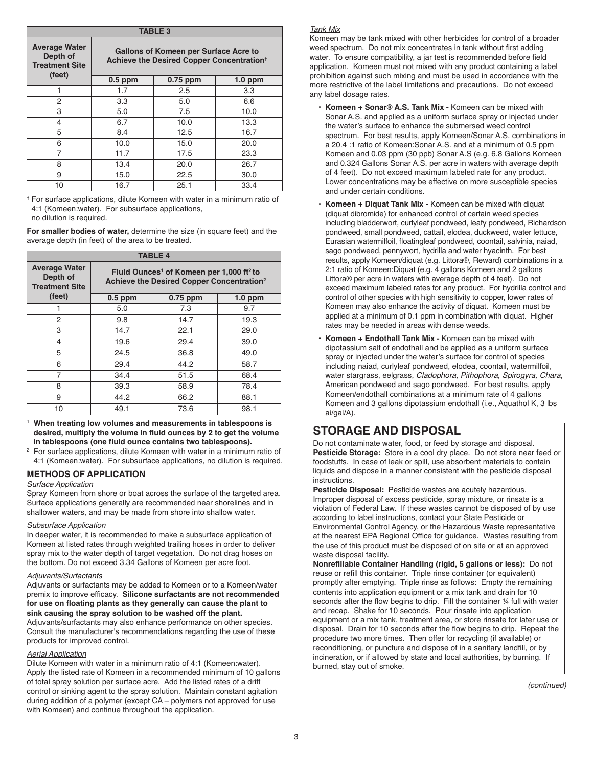| TABLE 3 | | | |
|---|---|---|---|
| Average Water Depth of Treatment Site (feet) | Gallons of Komeen per Surface Acre to Achieve the Desired Copper Concentration† | | |
| | 0.5 ppm | 0.75 ppm | 1.0 ppm |
| 1 | 1.7 | 2.5 | 3.3 |
| 2 | 3.3 | 5.0 | 6.6 |
| 3 | 5.0 | 7.5 | 10.0 |
| 4 | 6.7 | 10.0 | 13.3 |
| 5 | 8.4 | 12.5 | 16.7 |
| 6 | 10.0 | 15.0 | 20.0 |
| 7 | 11.7 | 17.5 | 23.3 |
| 8 | 13.4 | 20.0 | 26.7 |
| 9 | 15.0 | 22.5 | 30.0 |
| 10 | 16.7 | 25.1 | 33.4 |

† For surface applications, dilute Komeen with water in a minimum ratio of 4:1 (Komeen:water). For subsurface applications, no dilution is required.

**For smaller bodies of water,** determine the size (in square feet) and the average depth (in feet) of the area to be treated.

| TABLE 4 | | | |
|---|---|---|---|
| Average Water Depth of Treatment Site (feet) | Fluid Ounces[1] of Komeen per 1,000 ft[2] to Achieve the Desired Copper Concentration[2] | | |
| | 0.5 ppm | 0.75 ppm | 1.0 ppm |
| 1 | 5.0 | 7.3 | 9.7 |
| 2 | 9.8 | 14.7 | 19.3 |
| 3 | 14.7 | 22.1 | 29.0 |
| 4 | 19.6 | 29.4 | 39.0 |
| 5 | 24.5 | 36.8 | 49.0 |
| 6 | 29.4 | 44.2 | 58.7 |
| 7 | 34.4 | 51.5 | 68.4 |
| 8 | 39.3 | 58.9 | 78.4 |
| 9 | 44.2 | 66.2 | 88.1 |
| 10 | 49.1 | 73.6 | 98.1 |

[1] **When treating low volumes and measurements in tablespoons is desired, multiply the volume in fluid ounces by 2 to get the volume in tablespoons (one fluid ounce contains two tablespoons).**

[2] For surface applications, dilute Komeen with water in a minimum ratio of 4:1 (Komeen:water). For subsurface applications, no dilution is required.

### METHODS OF APPLICATION

*Surface Application*

Spray Komeen from shore or boat across the surface of the targeted area. Surface applications generally are recommended near shorelines and in shallower waters, and may be made from shore into shallow water.

*Subsurface Application*

In deeper water, it is recommended to make a subsurface application of Komeen at listed rates through weighted trailing hoses in order to deliver spray mix to the water depth of target vegetation. Do not drag hoses on the bottom. Do not exceed 3.34 Gallons of Komeen per acre foot.

*Adjuvants/Surfactants*

Adjuvants or surfactants may be added to Komeen or to a Komeen/water premix to improve efficacy. **Silicone surfactants are not recommended for use on floating plants as they generally can cause the plant to sink causing the spray solution to be washed off the plant.** Adjuvants/surfactants may also enhance performance on other species. Consult the manufacturer's recommendations regarding the use of these products for improved control.

*Aerial Application*

Dilute Komeen with water in a minimum ratio of 4:1 (Komeen:water). Apply the listed rate of Komeen in a recommended minimum of 10 gallons of total spray solution per surface acre. Add the listed rates of a drift control or sinking agent to the spray solution. Maintain constant agitation during addition of a polymer (except CA – polymers not approved for use with Komeen) and continue throughout the application.

*Tank Mix*

Komeen may be tank mixed with other herbicides for control of a broader weed spectrum. Do not mix concentrates in tank without first adding water. To ensure compatibility, a jar test is recommended before field application. Komeen must not mixed with any product containing a label prohibition against such mixing and must be used in accordance with the more restrictive of the label limitations and precautions. Do not exceed any label dosage rates.

- **Komeen + Sonar® A.S. Tank Mix -** Komeen can be mixed with Sonar A.S. and applied as a uniform surface spray or injected under the water's surface to enhance the submersed weed control spectrum. For best results, apply Komeen/Sonar A.S. combinations in a 20.4 :1 ratio of Komeen:Sonar A.S. and at a minimum of 0.5 ppm Komeen and 0.03 ppm (30 ppb) Sonar A.S (e.g. 6.8 Gallons Komeen and 0.324 Gallons Sonar A.S. per acre in waters with average depth of 4 feet). Do not exceed maximum labeled rate for any product. Lower concentrations may be effective on more susceptible species and under certain conditions.
- **Komeen + Diquat Tank Mix -** Komeen can be mixed with diquat (diquat dibromide) for enhanced control of certain weed species including bladderwort, curlyleaf pondweed, leafy pondweed, Richardson pondweed, small pondweed, cattail, elodea, duckweed, water lettuce, Eurasian watermilfoil, floatingleaf pondweed, coontail, salvinia, naiad, sago pondweed, pennywort, hydrilla and water hyacinth. For best results, apply Komeen/diquat (e.g. Littora®, Reward) combinations in a 2:1 ratio of Komeen:Diquat (e.g. 4 gallons Komeen and 2 gallons Littora® per acre in waters with average depth of 4 feet). Do not exceed maximum labeled rates for any product. For hydrilla control and control of other species with high sensitivity to copper, lower rates of Komeen may also enhance the activity of diquat. Komeen must be applied at a minimum of 0.1 ppm in combination with diquat. Higher rates may be needed in areas with dense weeds.
- **Komeen + Endothall Tank Mix -** Komeen can be mixed with dipotassium salt of endothall and be applied as a uniform surface spray or injected under the water's surface for control of species including naiad, curlyleaf pondweed, elodea, coontail, watermilfoil, water stargrass, eelgrass, *Cladophora, Pithophora, Spirogyra, Chara,* American pondweed and sago pondweed. For best results, apply Komeen/endothall combinations at a minimum rate of 4 gallons Komeen and 3 gallons dipotassium endothall (i.e., Aquathol K, 3 lbs ai/gal/A).

## STORAGE AND DISPOSAL

Do not contaminate water, food, or feed by storage and disposal.

**Pesticide Storage:** Store in a cool dry place. Do not store near feed or foodstuffs. In case of leak or spill, use absorbent materials to contain liquids and dispose in a manner consistent with the pesticide disposal instructions.

**Pesticide Disposal:** Pesticide wastes are acutely hazardous. Improper disposal of excess pesticide, spray mixture, or rinsate is a violation of Federal Law. If these wastes cannot be disposed of by use according to label instructions, contact your State Pesticide or Environmental Control Agency, or the Hazardous Waste representative at the nearest EPA Regional Office for guidance. Wastes resulting from the use of this product must be disposed of on site or at an approved waste disposal facility.

**Nonrefillable Container Handling (rigid, 5 gallons or less):** Do not reuse or refill this container. Triple rinse container (or equivalent) promptly after emptying. Triple rinse as follows: Empty the remaining contents into application equipment or a mix tank and drain for 10 seconds after the flow begins to drip. Fill the container ¼ full with water and recap. Shake for 10 seconds. Pour rinsate into application equipment or a mix tank, treatment area, or store rinsate for later use or disposal. Drain for 10 seconds after the flow begins to drip. Repeat the procedure two more times. Then offer for recycling (if available) or reconditioning, or puncture and dispose of in a sanitary landfill, or by incineration, or if allowed by state and local authorities, by burning. If burned, stay out of smoke.

*(continued)*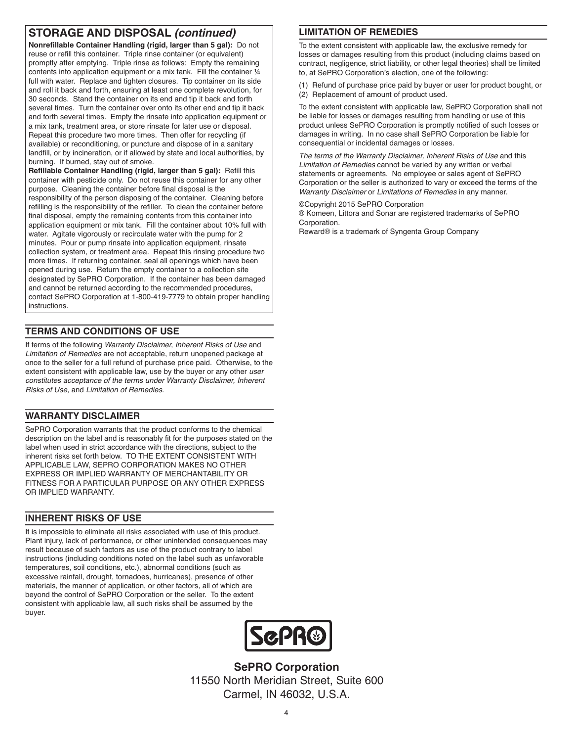## STORAGE AND DISPOSAL *(continued)*

**Nonrefillable Container Handling (rigid, larger than 5 gal):** Do not reuse or refill this container. Triple rinse container (or equivalent) promptly after emptying. Triple rinse as follows: Empty the remaining contents into application equipment or a mix tank. Fill the container ¼ full with water. Replace and tighten closures. Tip container on its side and roll it back and forth, ensuring at least one complete revolution, for 30 seconds. Stand the container on its end and tip it back and forth several times. Turn the container over onto its other end and tip it back and forth several times. Empty the rinsate into application equipment or a mix tank, treatment area, or store rinsate for later use or disposal. Repeat this procedure two more times. Then offer for recycling (if available) or reconditioning, or puncture and dispose of in a sanitary landfill, or by incineration, or if allowed by state and local authorities, by burning. If burned, stay out of smoke.

**Refillable Container Handling (rigid, larger than 5 gal):** Refill this container with pesticide only. Do not reuse this container for any other purpose. Cleaning the container before final disposal is the responsibility of the person disposing of the container. Cleaning before refilling is the responsibility of the refiller. To clean the container before final disposal, empty the remaining contents from this container into application equipment or mix tank. Fill the container about 10% full with water. Agitate vigorously or recirculate water with the pump for 2 minutes. Pour or pump rinsate into application equipment, rinsate collection system, or treatment area. Repeat this rinsing procedure two more times. If returning container, seal all openings which have been opened during use. Return the empty container to a collection site designated by SePRO Corporation. If the container has been damaged and cannot be returned according to the recommended procedures, contact SePRO Corporation at 1-800-419-7779 to obtain proper handling instructions.

## TERMS AND CONDITIONS OF USE

If terms of the following *Warranty Disclaimer, Inherent Risks of Use* and *Limitation of Remedies* are not acceptable, return unopened package at once to the seller for a full refund of purchase price paid. Otherwise, to the extent consistent with applicable law, use by the buyer or any other *user constitutes acceptance of the terms under Warranty Disclaimer, Inherent Risks of Use,* and *Limitation of Remedies*.

## WARRANTY DISCLAIMER

SePRO Corporation warrants that the product conforms to the chemical description on the label and is reasonably fit for the purposes stated on the label when used in strict accordance with the directions, subject to the inherent risks set forth below. TO THE EXTENT CONSISTENT WITH APPLICABLE LAW, SEPRO CORPORATION MAKES NO OTHER EXPRESS OR IMPLIED WARRANTY OF MERCHANTABILITY OR FITNESS FOR A PARTICULAR PURPOSE OR ANY OTHER EXPRESS OR IMPLIED WARRANTY.

## INHERENT RISKS OF USE

It is impossible to eliminate all risks associated with use of this product. Plant injury, lack of performance, or other unintended consequences may result because of such factors as use of the product contrary to label instructions (including conditions noted on the label such as unfavorable temperatures, soil conditions, etc.), abnormal conditions (such as excessive rainfall, drought, tornadoes, hurricanes), presence of other materials, the manner of application, or other factors, all of which are beyond the control of SePRO Corporation or the seller. To the extent consistent with applicable law, all such risks shall be assumed by the buyer.

## LIMITATION OF REMEDIES

To the extent consistent with applicable law, the exclusive remedy for losses or damages resulting from this product (including claims based on contract, negligence, strict liability, or other legal theories) shall be limited to, at SePRO Corporation's election, one of the following:

(1) Refund of purchase price paid by buyer or user for product bought, or
(2) Replacement of amount of product used.

To the extent consistent with applicable law, SePRO Corporation shall not be liable for losses or damages resulting from handling or use of this product unless SePRO Corporation is promptly notified of such losses or damages in writing. In no case shall SePRO Corporation be liable for consequential or incidental damages or losses.

*The terms of the Warranty Disclaimer, Inherent Risks of Use* and this *Limitation of Remedies* cannot be varied by any written or verbal statements or agreements. No employee or sales agent of SePRO Corporation or the seller is authorized to vary or exceed the terms of the *Warranty Disclaimer* or *Limitations of Remedies* in any manner.

©Copyright 2015 SePRO Corporation
® Komeen, Littora and Sonar are registered trademarks of SePRO Corporation.
Reward® is a trademark of Syngenta Group Company

SePRO

**SePRO Corporation**
11550 North Meridian Street, Suite 600
Carmel, IN 46032, U.S.A.